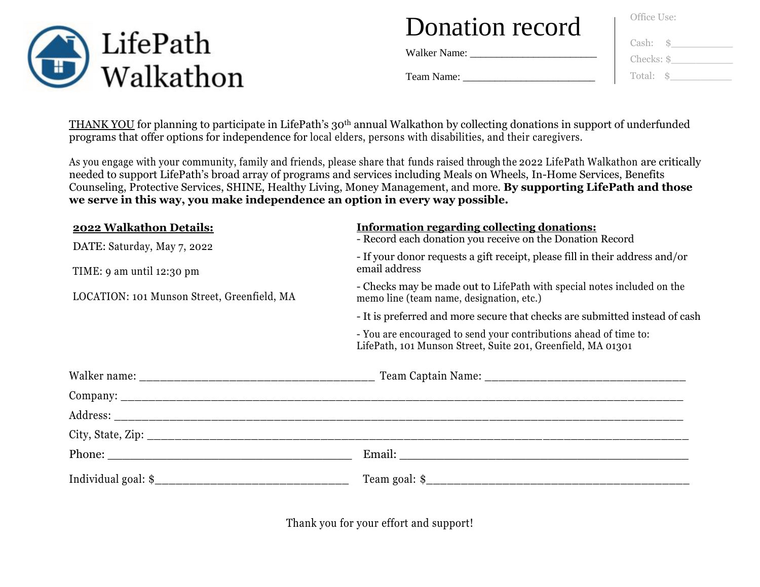LifePath Walkathon

# Donation record

Walker Name: ______________________

Team Name: _______________________

Office Use:

Cash: $___________

Checks: $___________

Total: $___________

THANK YOU for planning to participate in LifePath's 30th annual Walkathon by collecting donations in support of underfunded programs that offer options for independence for local elders, persons with disabilities, and their caregivers.

As you engage with your community, family and friends, please share that funds raised through the 2022 LifePath Walkathon are critically needed to support LifePath's broad array of programs and services including Meals on Wheels, In-Home Services, Benefits Counseling, Protective Services, SHINE, Healthy Living, Money Management, and more. **By supporting LifePath and those we serve in this way, you make independence an option in every way possible.**

**2022 Walkathon Details:**

DATE: Saturday, May 7, 2022

TIME: 9 am until 12:30 pm

LOCATION: 101 Munson Street, Greenfield, MA

**Information regarding collecting donations:**

- Record each donation you receive on the Donation Record
- If your donor requests a gift receipt, please fill in their address and/or email address
- Checks may be made out to LifePath with special notes included on the memo line (team name, designation, etc.)
- It is preferred and more secure that checks are submitted instead of cash
- You are encouraged to send your contributions ahead of time to: LifePath, 101 Munson Street, Suite 201, Greenfield, MA 01301

Walker name: ____________________________________ Team Captain Name: ________________________________

Company: ______________________________________________________________________________________

Address: _______________________________________________________________________________________

City, State, Zip: ________________________________________________________________________________

Phone: _____________________________________ Email: ____________________________________________

Individual goal: $_____________________________ Team goal: $_________________________________________

Thank you for your effort and support!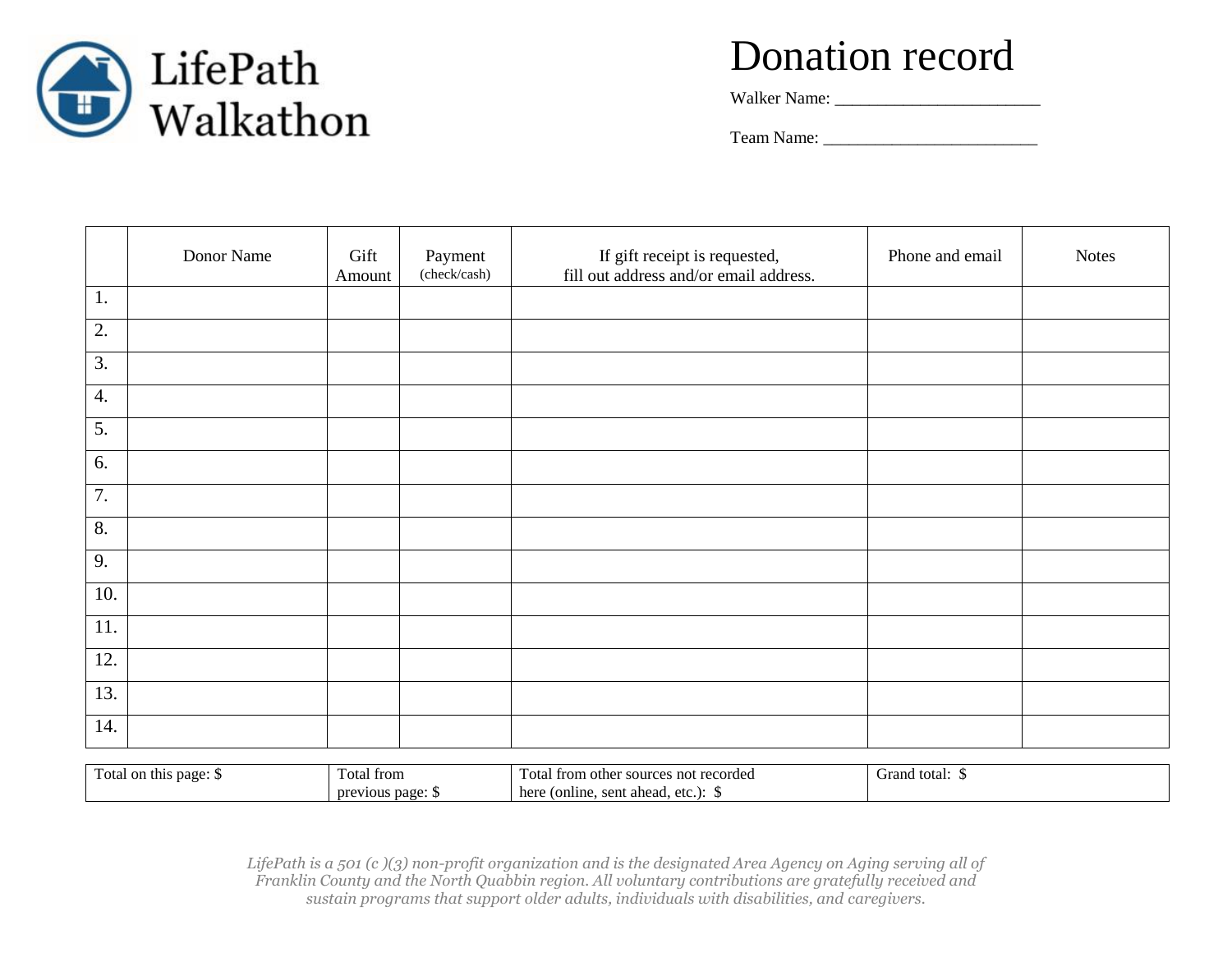LifePath Walkathon

# Donation record

Walker Name: _______________________

Team Name: ________________________

| | Donor Name | Gift Amount | Payment (check/cash) | If gift receipt is requested, fill out address and/or email address. | Phone and email | Notes |
|---|---|---|---|---|---|---|
| 1. | | | | | | |
| 2. | | | | | | |
| 3. | | | | | | |
| 4. | | | | | | |
| 5. | | | | | | |
| 6. | | | | | | |
| 7. | | | | | | |
| 8. | | | | | | |
| 9. | | | | | | |
| 10. | | | | | | |
| 11. | | | | | | |
| 12. | | | | | | |
| 13. | | | | | | |
| 14. | | | | | | |

| Total on this page: $ | Total from previous page: $ | Total from other sources not recorded here (online, sent ahead, etc.): $ | Grand total: $ |
|---|---|---|---|

*LifePath is a 501 (c )(3) non-profit organization and is the designated Area Agency on Aging serving all of Franklin County and the North Quabbin region. All voluntary contributions are gratefully received and sustain programs that support older adults, individuals with disabilities, and caregivers.*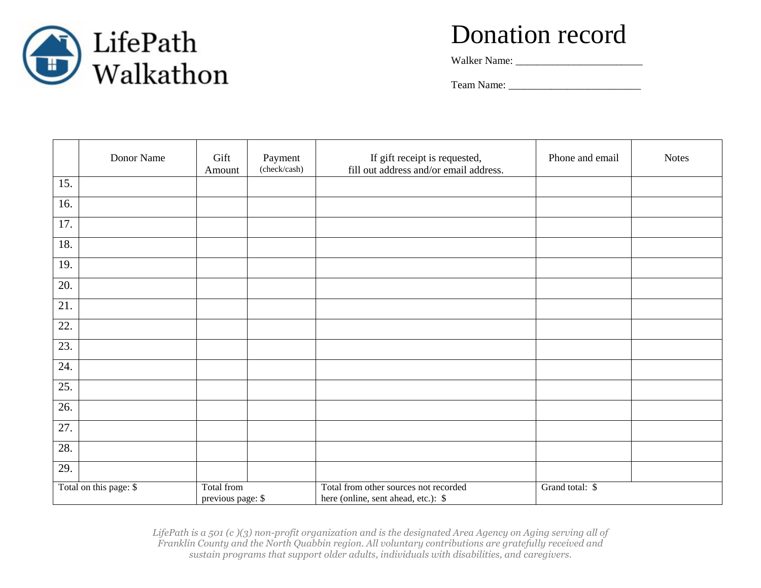LifePath Walkathon

# Donation record

Walker Name: ________________________

Team Name: ________________________

| | Donor Name | Gift Amount | Payment (check/cash) | If gift receipt is requested, fill out address and/or email address. | Phone and email | Notes |
|---|---|---|---|---|---|---|
| 15. | | | | | | |
| 16. | | | | | | |
| 17. | | | | | | |
| 18. | | | | | | |
| 19. | | | | | | |
| 20. | | | | | | |
| 21. | | | | | | |
| 22. | | | | | | |
| 23. | | | | | | |
| 24. | | | | | | |
| 25. | | | | | | |
| 26. | | | | | | |
| 27. | | | | | | |
| 28. | | | | | | |
| 29. | | | | | | |
| Total on this page: $ | | Total from previous page: $ | | Total from other sources not recorded here (online, sent ahead, etc.): $ | Grand total: $ | |

*LifePath is a 501 (c )(3) non-profit organization and is the designated Area Agency on Aging serving all of Franklin County and the North Quabbin region. All voluntary contributions are gratefully received and sustain programs that support older adults, individuals with disabilities, and caregivers.*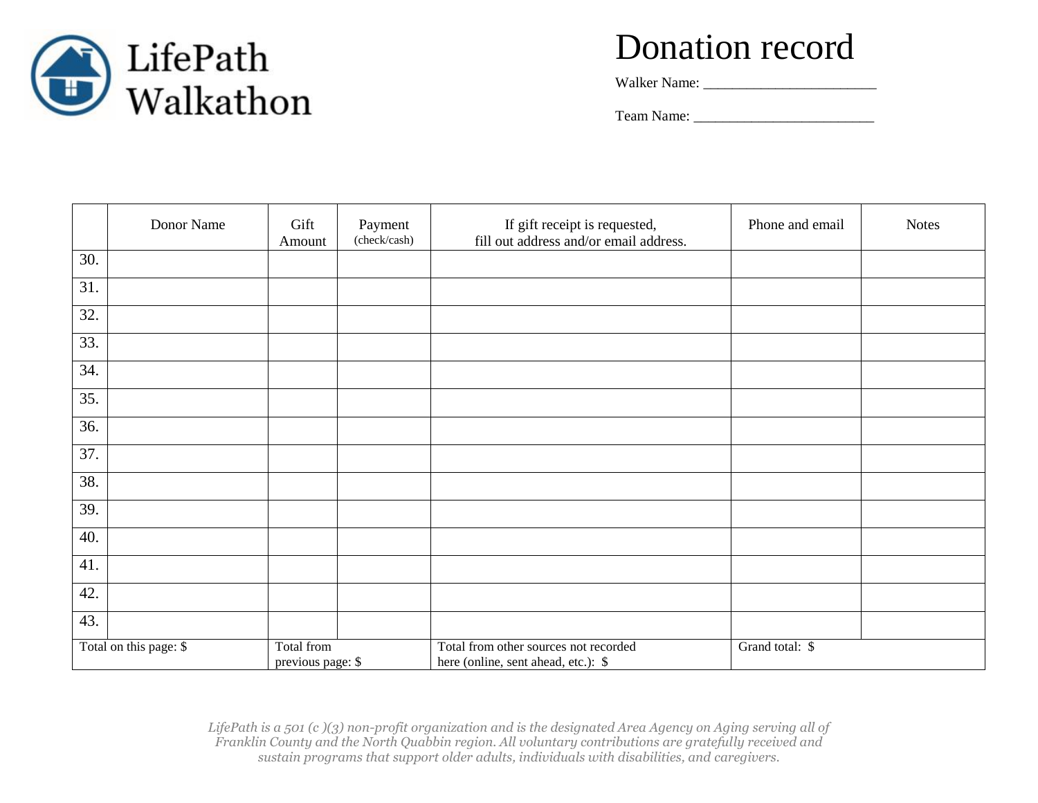LifePath Walkathon

# Donation record

Walker Name: ________________________

Team Name: _________________________

| | Donor Name | Gift Amount | Payment (check/cash) | If gift receipt is requested, fill out address and/or email address. | Phone and email | Notes |
|---|---|---|---|---|---|---|
| 30. | | | | | | |
| 31. | | | | | | |
| 32. | | | | | | |
| 33. | | | | | | |
| 34. | | | | | | |
| 35. | | | | | | |
| 36. | | | | | | |
| 37. | | | | | | |
| 38. | | | | | | |
| 39. | | | | | | |
| 40. | | | | | | |
| 41. | | | | | | |
| 42. | | | | | | |
| 43. | | | | | | |
| Total on this page: $ | | Total from previous page: $ | | Total from other sources not recorded here (online, sent ahead, etc.): $ | Grand total: $ | |

*LifePath is a 501 (c )(3) non-profit organization and is the designated Area Agency on Aging serving all of Franklin County and the North Quabbin region. All voluntary contributions are gratefully received and sustain programs that support older adults, individuals with disabilities, and caregivers.*